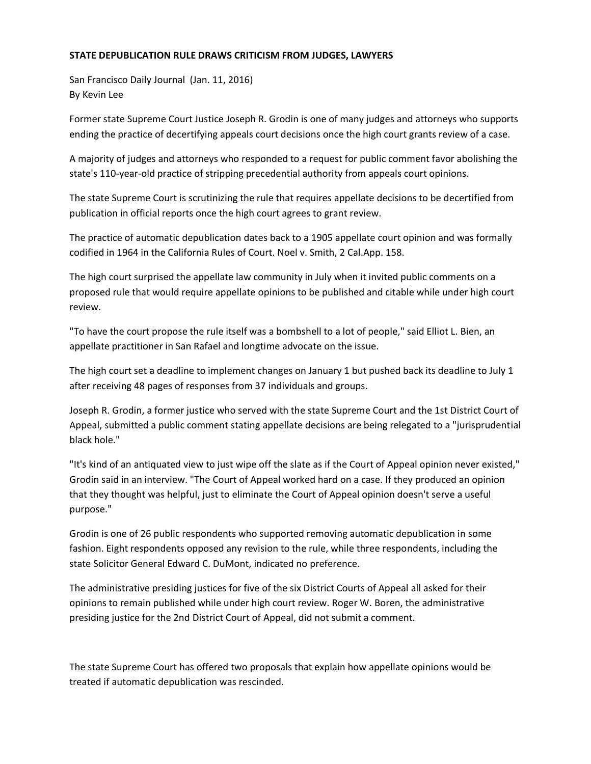**STATE DEPUBLICATION RULE DRAWS CRITICISM FROM JUDGES, LAWYERS**

San Francisco Daily Journal (Jan. 11, 2016)
By Kevin Lee

Former state Supreme Court Justice Joseph R. Grodin is one of many judges and attorneys who supports ending the practice of decertifying appeals court decisions once the high court grants review of a case.

A majority of judges and attorneys who responded to a request for public comment favor abolishing the state's 110-year-old practice of stripping precedential authority from appeals court opinions.

The state Supreme Court is scrutinizing the rule that requires appellate decisions to be decertified from publication in official reports once the high court agrees to grant review.

The practice of automatic depublication dates back to a 1905 appellate court opinion and was formally codified in 1964 in the California Rules of Court. Noel v. Smith, 2 Cal.App. 158.

The high court surprised the appellate law community in July when it invited public comments on a proposed rule that would require appellate opinions to be published and citable while under high court review.

"To have the court propose the rule itself was a bombshell to a lot of people," said Elliot L. Bien, an appellate practitioner in San Rafael and longtime advocate on the issue.

The high court set a deadline to implement changes on January 1 but pushed back its deadline to July 1 after receiving 48 pages of responses from 37 individuals and groups.

Joseph R. Grodin, a former justice who served with the state Supreme Court and the 1st District Court of Appeal, submitted a public comment stating appellate decisions are being relegated to a "jurisprudential black hole."

"It's kind of an antiquated view to just wipe off the slate as if the Court of Appeal opinion never existed," Grodin said in an interview. "The Court of Appeal worked hard on a case. If they produced an opinion that they thought was helpful, just to eliminate the Court of Appeal opinion doesn't serve a useful purpose."

Grodin is one of 26 public respondents who supported removing automatic depublication in some fashion. Eight respondents opposed any revision to the rule, while three respondents, including the state Solicitor General Edward C. DuMont, indicated no preference.

The administrative presiding justices for five of the six District Courts of Appeal all asked for their opinions to remain published while under high court review. Roger W. Boren, the administrative presiding justice for the 2nd District Court of Appeal, did not submit a comment.

The state Supreme Court has offered two proposals that explain how appellate opinions would be treated if automatic depublication was rescinded.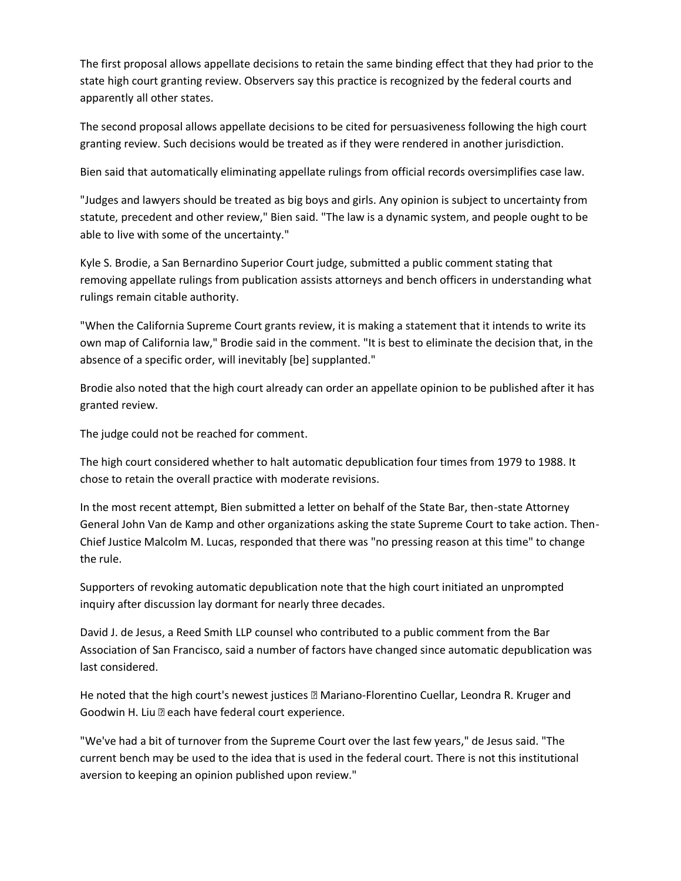The first proposal allows appellate decisions to retain the same binding effect that they had prior to the state high court granting review. Observers say this practice is recognized by the federal courts and apparently all other states.

The second proposal allows appellate decisions to be cited for persuasiveness following the high court granting review. Such decisions would be treated as if they were rendered in another jurisdiction.

Bien said that automatically eliminating appellate rulings from official records oversimplifies case law.

"Judges and lawyers should be treated as big boys and girls. Any opinion is subject to uncertainty from statute, precedent and other review," Bien said. "The law is a dynamic system, and people ought to be able to live with some of the uncertainty."

Kyle S. Brodie, a San Bernardino Superior Court judge, submitted a public comment stating that removing appellate rulings from publication assists attorneys and bench officers in understanding what rulings remain citable authority.

"When the California Supreme Court grants review, it is making a statement that it intends to write its own map of California law," Brodie said in the comment. "It is best to eliminate the decision that, in the absence of a specific order, will inevitably [be] supplanted."

Brodie also noted that the high court already can order an appellate opinion to be published after it has granted review.

The judge could not be reached for comment.

The high court considered whether to halt automatic depublication four times from 1979 to 1988. It chose to retain the overall practice with moderate revisions.

In the most recent attempt, Bien submitted a letter on behalf of the State Bar, then-state Attorney General John Van de Kamp and other organizations asking the state Supreme Court to take action. Then-Chief Justice Malcolm M. Lucas, responded that there was "no pressing reason at this time" to change the rule.

Supporters of revoking automatic depublication note that the high court initiated an unprompted inquiry after discussion lay dormant for nearly three decades.

David J. de Jesus, a Reed Smith LLP counsel who contributed to a public comment from the Bar Association of San Francisco, said a number of factors have changed since automatic depublication was last considered.

He noted that the high court's newest justices � Mariano-Florentino Cuellar, Leondra R. Kruger and Goodwin H. Liu � each have federal court experience.

"We've had a bit of turnover from the Supreme Court over the last few years," de Jesus said. "The current bench may be used to the idea that is used in the federal court. There is not this institutional aversion to keeping an opinion published upon review."